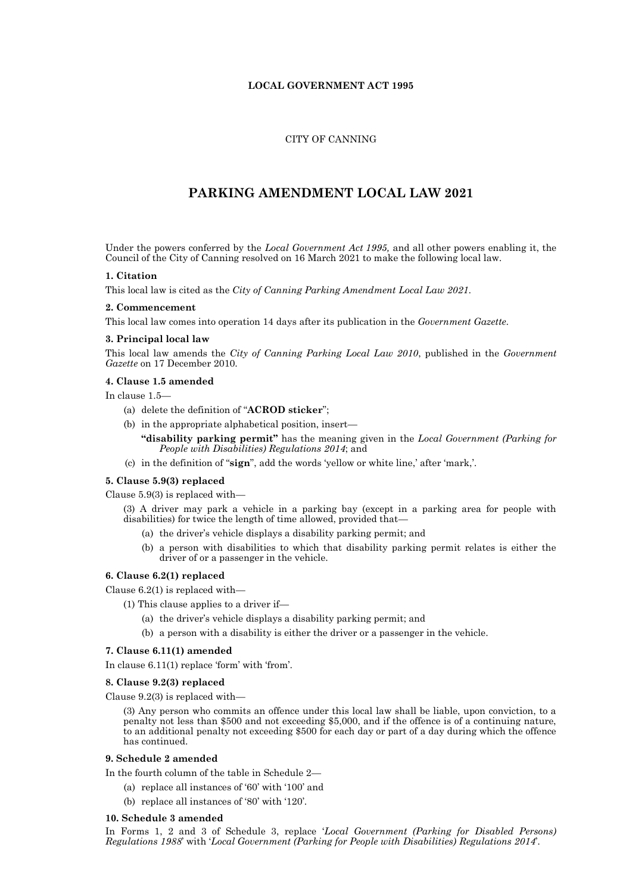**LOCAL GOVERNMENT ACT 1995**

CITY OF CANNING

# PARKING AMENDMENT LOCAL LAW 2021

Under the powers conferred by the *Local Government Act 1995,* and all other powers enabling it, the Council of the City of Canning resolved on 16 March 2021 to make the following local law.

**1. Citation**

This local law is cited as the *City of Canning Parking Amendment Local Law 2021*.

**2. Commencement**

This local law comes into operation 14 days after its publication in the *Government Gazette*.

**3. Principal local law**

This local law amends the *City of Canning Parking Local Law 2010*, published in the *Government Gazette* on 17 December 2010.

**4. Clause 1.5 amended**

In clause 1.5—

- (a) delete the definition of "**ACROD sticker**";
- (b) in the appropriate alphabetical position, insert—

  **"disability parking permit"** has the meaning given in the *Local Government (Parking for People with Disabilities) Regulations 2014*; and
- (c) in the definition of "**sign**", add the words 'yellow or white line,' after 'mark,'.

**5. Clause 5.9(3) replaced**

Clause 5.9(3) is replaced with—

(3) A driver may park a vehicle in a parking bay (except in a parking area for people with disabilities) for twice the length of time allowed, provided that—

- (a) the driver's vehicle displays a disability parking permit; and
- (b) a person with disabilities to which that disability parking permit relates is either the driver of or a passenger in the vehicle.

**6. Clause 6.2(1) replaced**

Clause 6.2(1) is replaced with—

(1) This clause applies to a driver if—

- (a) the driver's vehicle displays a disability parking permit; and
- (b) a person with a disability is either the driver or a passenger in the vehicle.

**7. Clause 6.11(1) amended**

In clause 6.11(1) replace 'form' with 'from'.

**8. Clause 9.2(3) replaced**

Clause 9.2(3) is replaced with—

(3) Any person who commits an offence under this local law shall be liable, upon conviction, to a penalty not less than \$500 and not exceeding \$5,000, and if the offence is of a continuing nature, to an additional penalty not exceeding \$500 for each day or part of a day during which the offence has continued.

**9. Schedule 2 amended**

In the fourth column of the table in Schedule 2—

- (a) replace all instances of '60' with '100' and
- (b) replace all instances of '80' with '120'.

**10. Schedule 3 amended**

In Forms 1, 2 and 3 of Schedule 3, replace '*Local Government (Parking for Disabled Persons) Regulations 1988*' with '*Local Government (Parking for People with Disabilities) Regulations 2014*'.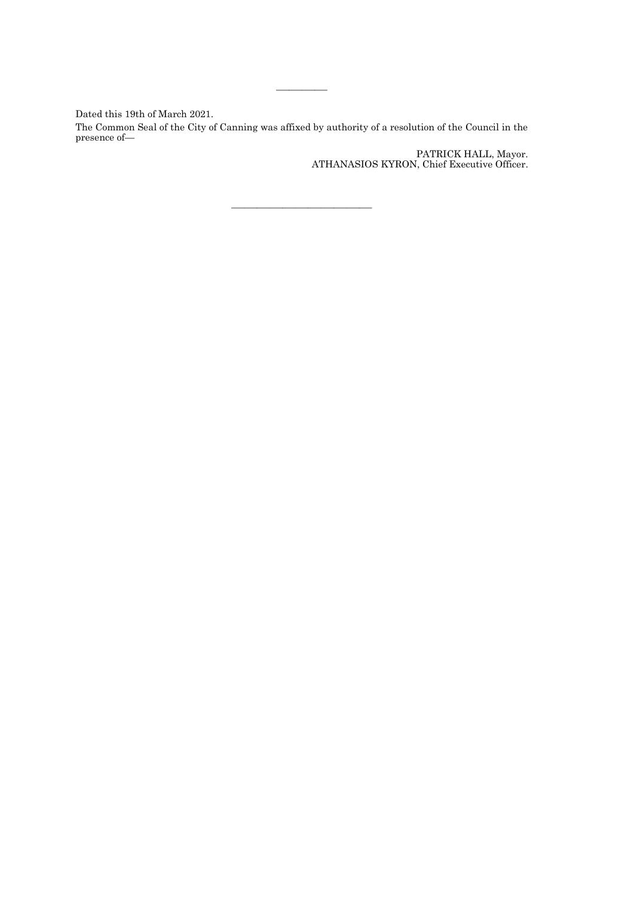---

Dated this 19th of March 2021.

The Common Seal of the City of Canning was affixed by authority of a resolution of the Council in the presence of—

PATRICK HALL, Mayor.
ATHANASIOS KYRON, Chief Executive Officer.

---